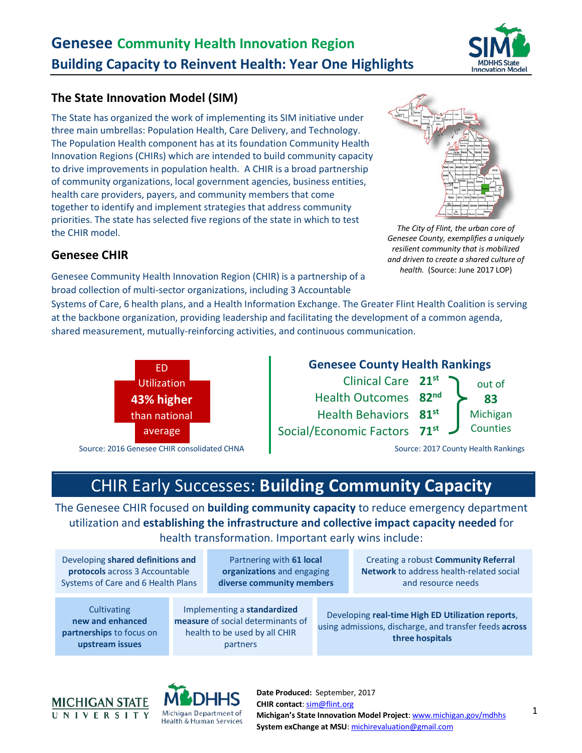# Genesee Community Health Innovation Region

## Building Capacity to Reinvent Health: Year One Highlights

### The State Innovation Model (SIM)

The State has organized the work of implementing its SIM initiative under three main umbrellas: Population Health, Care Delivery, and Technology. The Population Health component has at its foundation Community Health Innovation Regions (CHIRs) which are intended to build community capacity to drive improvements in population health. A CHIR is a broad partnership of community organizations, local government agencies, business entities, health care providers, payers, and community members that come together to identify and implement strategies that address community priorities. The state has selected five regions of the state in which to test the CHIR model.

*The City of Flint, the urban core of Genesee County, exemplifies a uniquely resilient community that is mobilized and driven to create a shared culture of health.* (Source: June 2017 LOP)

### Genesee CHIR

Genesee Community Health Innovation Region (CHIR) is a partnership of a broad collection of multi-sector organizations, including 3 Accountable Systems of Care, 6 health plans, and a Health Information Exchange. The Greater Flint Health Coalition is serving at the backbone organization, providing leadership and facilitating the development of a common agenda, shared measurement, mutually-reinforcing activities, and continuous communication.

ED Utilization **43% higher** than national average

Source: 2016 Genesee CHIR consolidated CHNA

**Genesee County Health Rankings**

| | Rank (out of 83 Michigan Counties) |
|---|---|
| Clinical Care | **21st** |
| Health Outcomes | **82nd** |
| Health Behaviors | **81st** |
| Social/Economic Factors | **71st** |

Source: 2017 County Health Rankings

## CHIR Early Successes: **Building Community Capacity**

The Genesee CHIR focused on **building community capacity** to reduce emergency department utilization and **establishing the infrastructure and collective impact capacity needed** for health transformation. Important early wins include:

- Developing **shared definitions and protocols** across 3 Accountable Systems of Care and 6 Health Plans
- Partnering with **61 local organizations** and engaging **diverse community members**
- Creating a robust **Community Referral Network** to address health-related social and resource needs
- Cultivating **new and enhanced partnerships** to focus on **upstream issues**
- Implementing a **standardized measure** of social determinants of health to be used by all CHIR partners
- Developing **real-time High ED Utilization reports**, using admissions, discharge, and transfer feeds **across three hospitals**

**Date Produced:** September, 2017
**CHIR contact**: sim@flint.org
**Michigan's State Innovation Model Project**: www.michigan.gov/mdhhs
**System exChange at MSU**: michirevaluation@gmail.com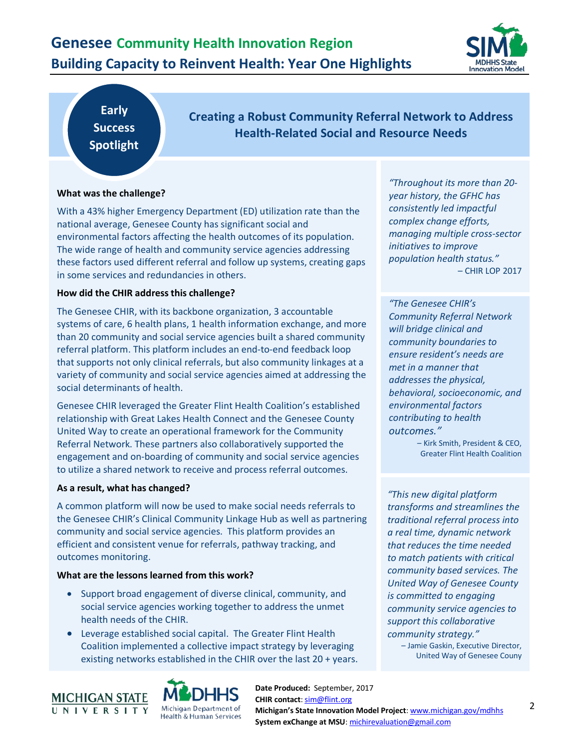# Genesee Community Health Innovation Region

## Building Capacity to Reinvent Health: Year One Highlights

**Early Success Spotlight**

## Creating a Robust Community Referral Network to Address Health-Related Social and Resource Needs

**What was the challenge?**

With a 43% higher Emergency Department (ED) utilization rate than the national average, Genesee County has significant social and environmental factors affecting the health outcomes of its population. The wide range of health and community service agencies addressing these factors used different referral and follow up systems, creating gaps in some services and redundancies in others.

**How did the CHIR address this challenge?**

The Genesee CHIR, with its backbone organization, 3 accountable systems of care, 6 health plans, 1 health information exchange, and more than 20 community and social service agencies built a shared community referral platform. This platform includes an end-to-end feedback loop that supports not only clinical referrals, but also community linkages at a variety of community and social service agencies aimed at addressing the social determinants of health.

Genesee CHIR leveraged the Greater Flint Health Coalition's established relationship with Great Lakes Health Connect and the Genesee County United Way to create an operational framework for the Community Referral Network. These partners also collaboratively supported the engagement and on-boarding of community and social service agencies to utilize a shared network to receive and process referral outcomes.

**As a result, what has changed?**

A common platform will now be used to make social needs referrals to the Genesee CHIR's Clinical Community Linkage Hub as well as partnering community and social service agencies. This platform provides an efficient and consistent venue for referrals, pathway tracking, and outcomes monitoring.

**What are the lessons learned from this work?**

- Support broad engagement of diverse clinical, community, and social service agencies working together to address the unmet health needs of the CHIR.
- Leverage established social capital. The Greater Flint Health Coalition implemented a collective impact strategy by leveraging existing networks established in the CHIR over the last 20 + years.

*"Throughout its more than 20-year history, the GFHC has consistently led impactful complex change efforts, managing multiple cross-sector initiatives to improve population health status."*
– CHIR LOP 2017

*"The Genesee CHIR's Community Referral Network will bridge clinical and community boundaries to ensure resident's needs are met in a manner that addresses the physical, behavioral, socioeconomic, and environmental factors contributing to health outcomes."*
– Kirk Smith, President & CEO, Greater Flint Health Coalition

*"This new digital platform transforms and streamlines the traditional referral process into a real time, dynamic network that reduces the time needed to match patients with critical community based services. The United Way of Genesee County is committed to engaging community service agencies to support this collaborative community strategy."*
– Jamie Gaskin, Executive Director, United Way of Genesee Couny

**Date Produced:** September, 2017
**CHIR contact**: sim@flint.org
**Michigan's State Innovation Model Project**: www.michigan.gov/mdhhs
**System exChange at MSU**: michirevaluation@gmail.com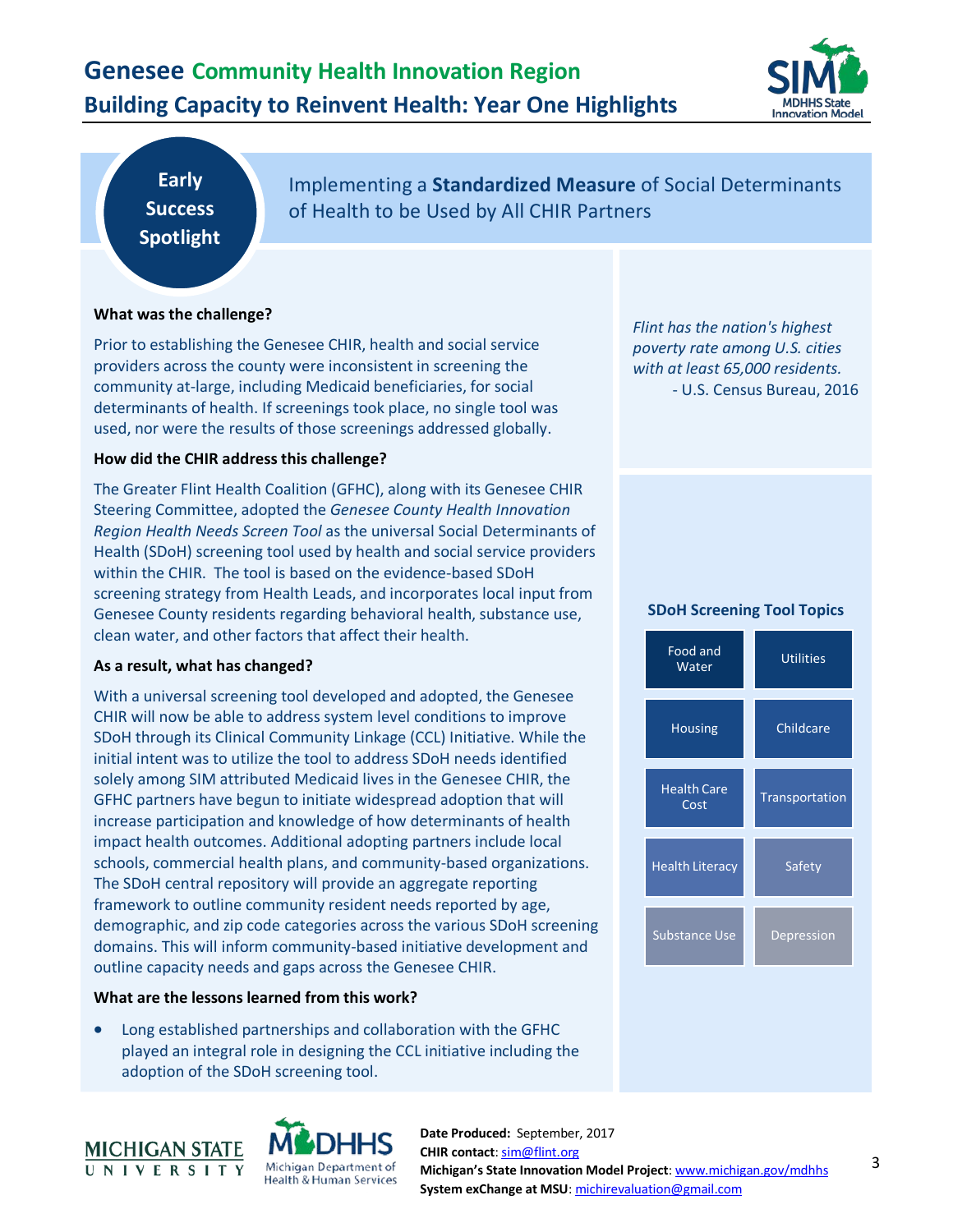# Genesee Community Health Innovation Region

## Building Capacity to Reinvent Health: Year One Highlights

**Early Success Spotlight**

## Implementing a **Standardized Measure** of Social Determinants of Health to be Used by All CHIR Partners

**What was the challenge?**

Prior to establishing the Genesee CHIR, health and social service providers across the county were inconsistent in screening the community at-large, including Medicaid beneficiaries, for social determinants of health. If screenings took place, no single tool was used, nor were the results of those screenings addressed globally.

**How did the CHIR address this challenge?**

The Greater Flint Health Coalition (GFHC), along with its Genesee CHIR Steering Committee, adopted the *Genesee County Health Innovation Region Health Needs Screen Tool* as the universal Social Determinants of Health (SDoH) screening tool used by health and social service providers within the CHIR. The tool is based on the evidence-based SDoH screening strategy from Health Leads, and incorporates local input from Genesee County residents regarding behavioral health, substance use, clean water, and other factors that affect their health.

**As a result, what has changed?**

With a universal screening tool developed and adopted, the Genesee CHIR will now be able to address system level conditions to improve SDoH through its Clinical Community Linkage (CCL) Initiative. While the initial intent was to utilize the tool to address SDoH needs identified solely among SIM attributed Medicaid lives in the Genesee CHIR, the GFHC partners have begun to initiate widespread adoption that will increase participation and knowledge of how determinants of health impact health outcomes. Additional adopting partners include local schools, commercial health plans, and community-based organizations. The SDoH central repository will provide an aggregate reporting framework to outline community resident needs reported by age, demographic, and zip code categories across the various SDoH screening domains. This will inform community-based initiative development and outline capacity needs and gaps across the Genesee CHIR.

**What are the lessons learned from this work?**

- Long established partnerships and collaboration with the GFHC played an integral role in designing the CCL initiative including the adoption of the SDoH screening tool.

*Flint has the nation's highest poverty rate among U.S. cities with at least 65,000 residents.*
- U.S. Census Bureau, 2016

**SDoH Screening Tool Topics**

| | |
|---|---|
| Food and Water | Utilities |
| Housing | Childcare |
| Health Care Cost | Transportation |
| Health Literacy | Safety |
| Substance Use | Depression |

**Date Produced:** September, 2017
**CHIR contact**: sim@flint.org
**Michigan's State Innovation Model Project**: www.michigan.gov/mdhhs
**System exChange at MSU**: michirevaluation@gmail.com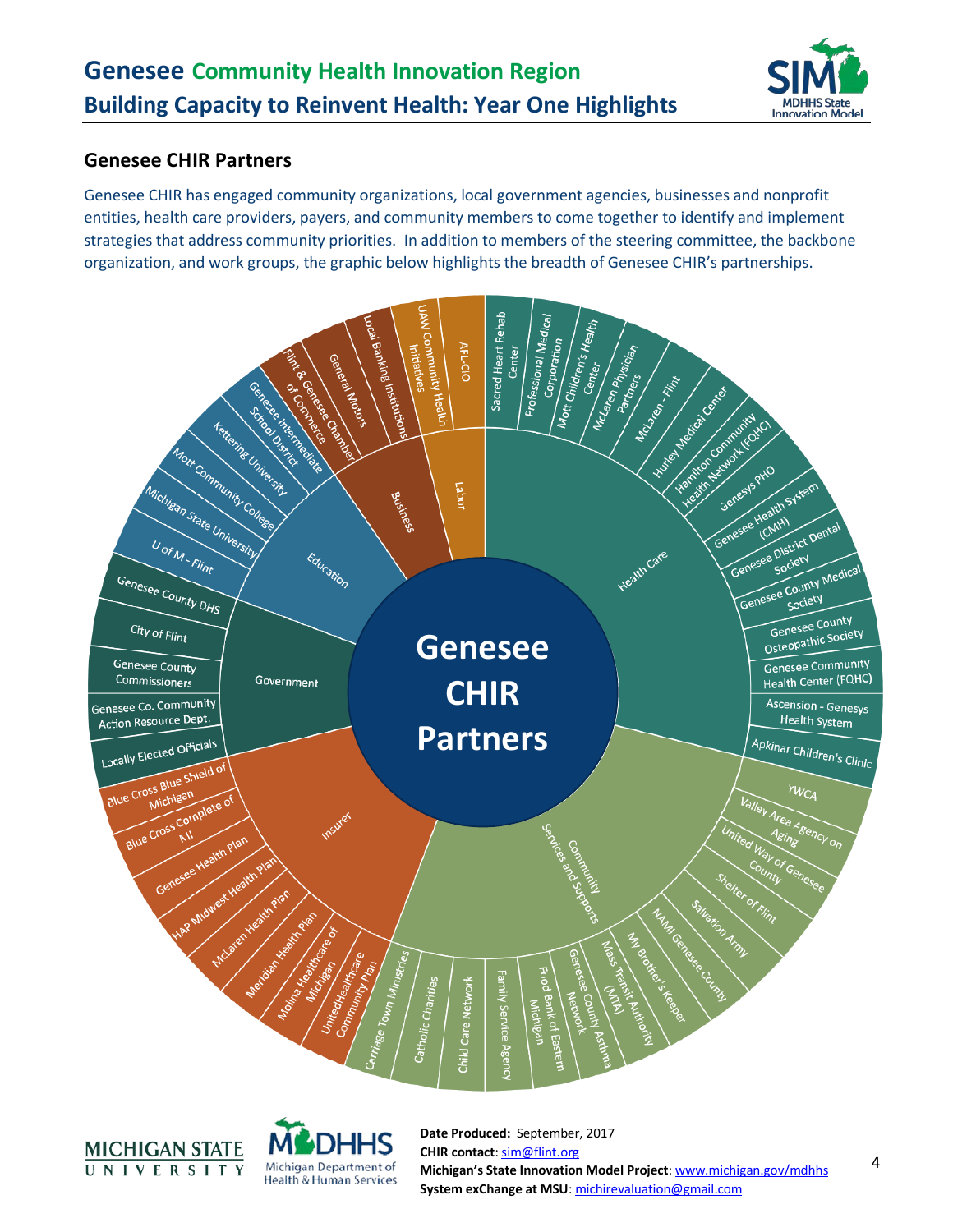# Genesee Community Health Innovation Region

## Building Capacity to Reinvent Health: Year One Highlights

### Genesee CHIR Partners

Genesee CHIR has engaged community organizations, local government agencies, businesses and nonprofit entities, health care providers, payers, and community members to come together to identify and implement strategies that address community priorities. In addition to members of the steering committee, the backbone organization, and work groups, the graphic below highlights the breadth of Genesee CHIR's partnerships.

Genesee CHIR Partners

Health Care
Sacred Heart Rehab Center
Professional Medical Corporation
Mott Children's Health Center
McLaren Physician Partners
McLaren - Flint
Hurley Medical Center
Hamilton Community Health Network (FQHC)
Genesys PHO
Genesee Health System (CMH)
Genesee District Dental Society
Genesee County Medical Society
Genesee County Osteopathic Society
Genesee Community Health Center (FQHC)
Ascension - Genesys Health System
Apkinar Children's Clinic

Community Services and Supports
YWCA
Valley Area Agency on Aging
United Way of Genesee County
Shelter of Flint
Salvation Army
NAMI Genesee County
My Brother's Keeper
Mass Transit Authority (MTA)
Genesee County Asthma Network
Food Bank of Eastern Michigan
Family Service Agency
Child Care Network
Catholic Charities
Carriage Town Ministries

Insurer
UnitedHealthcare Community Plan
Molina Healthcare of Michigan
Meridian Health Plan
McLaren Health Plan
HAP Midwest Health Plan
Genesee Health Plan
Blue Cross Complete of MI
Blue Cross Blue Shield of Michigan

Government
Locally Elected Officials
Genesee Co. Community Action Resource Dept.
Genesee County Commissioners
City of Flint
Genesee County DHS

Education
U of M - Flint
Michigan State University
Mott Community College
Kettering University
Genesee Intermediate School District

Business
Flint & Genesee Chamber of Commerce
General Motors
Local Banking Institutions

Labor
UAW Community Health Initiatives
AFL-CIO

**Date Produced:** September, 2017
**CHIR contact**: sim@flint.org
**Michigan's State Innovation Model Project**: www.michigan.gov/mdhhs
**System exChange at MSU**: michirevaluation@gmail.com